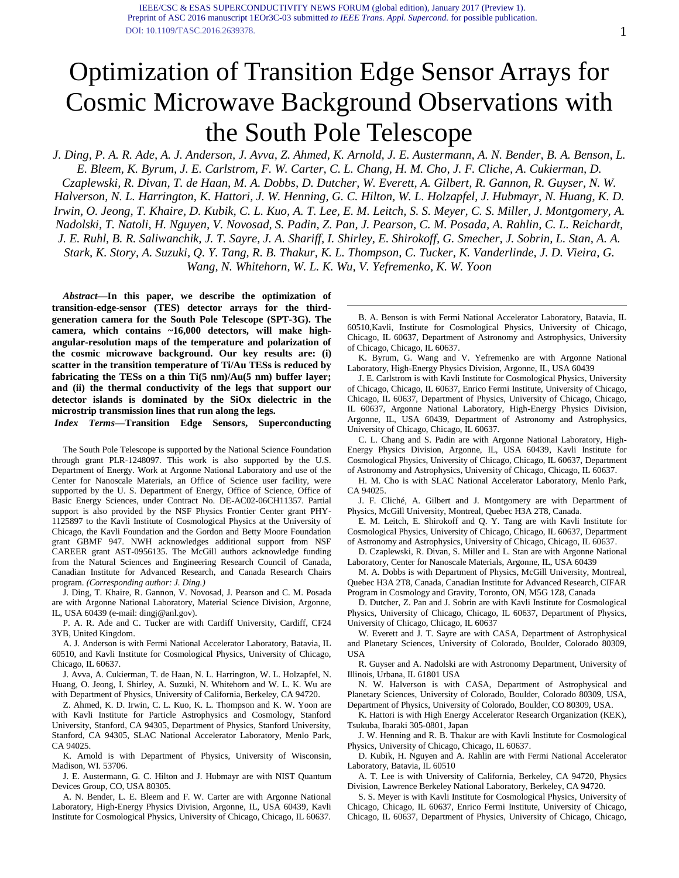# Optimization of Transition Edge Sensor Arrays for Cosmic Microwave Background Observations with the South Pole Telescope

*J. Ding, P. A. R. Ade, A. J. Anderson, J. Avva, Z. Ahmed, K. Arnold, J. E. Austermann, A. N. Bender, B. A. Benson, L. E. Bleem, K. Byrum, J. E. Carlstrom, F. W. Carter, C. L. Chang, H. M. Cho, J. F. Cliche, A. Cukierman, D. Czaplewski, R. Divan, T. de Haan, M. A. Dobbs, D. Dutcher, W. Everett, A. Gilbert, R. Gannon, R. Guyser, N. W. Halverson, N. L. Harrington, K. Hattori, J. W. Henning, G. C. Hilton, W. L. Holzapfel, J. Hubmayr, N. Huang, K. D. Irwin, O. Jeong, T. Khaire, D. Kubik, C. L. Kuo, A. T. Lee, E. M. Leitch, S. S. Meyer, C. S. Miller, J. Montgomery, A. Nadolski, T. Natoli, H. Nguyen, V. Novosad, S. Padin, Z. Pan, J. Pearson, C. M. Posada, A. Rahlin, C. L. Reichardt, J. E. Ruhl, B. R. Saliwanchik, J. T. Sayre, J. A. Shariff, I. Shirley, E. Shirokoff, G. Smecher, J. Sobrin, L. Stan, A. A. Stark, K. Story, A. Suzuki, Q. Y. Tang, R. B. Thakur, K. L. Thompson, C. Tucker, K. Vanderlinde, J. D. Vieira, G. Wang, N. Whitehorn, W. L. K. Wu, V. Yefremenko, K. W. Yoon*

***Abstract*—In this paper, we describe the optimization of transition-edge-sensor (TES) detector arrays for the third-generation camera for the South Pole Telescope (SPT-3G). The camera, which contains ~16,000 detectors, will make high-angular-resolution maps of the temperature and polarization of the cosmic microwave background. Our key results are: (i) scatter in the transition temperature of Ti/Au TESs is reduced by fabricating the TESs on a thin Ti(5 nm)/Au(5 nm) buffer layer; and (ii) the thermal conductivity of the legs that support our detector islands is dominated by the SiOx dielectric in the microstrip transmission lines that run along the legs.**

***Index Terms*—Transition Edge Sensors, Superconducting**

The South Pole Telescope is supported by the National Science Foundation through grant PLR-1248097. This work is also supported by the U.S. Department of Energy. Work at Argonne National Laboratory and use of the Center for Nanoscale Materials, an Office of Science user facility, were supported by the U. S. Department of Energy, Office of Science, Office of Basic Energy Sciences, under Contract No. DE-AC02-06CH11357. Partial support is also provided by the NSF Physics Frontier Center grant PHY-1125897 to the Kavli Institute of Cosmological Physics at the University of Chicago, the Kavli Foundation and the Gordon and Betty Moore Foundation grant GBMF 947. NWH acknowledges additional support from NSF CAREER grant AST-0956135. The McGill authors acknowledge funding from the Natural Sciences and Engineering Research Council of Canada, Canadian Institute for Advanced Research, and Canada Research Chairs program. *(Corresponding author: J. Ding.)*

J. Ding, T. Khaire, R. Gannon, V. Novosad, J. Pearson and C. M. Posada are with Argonne National Laboratory, Material Science Division, Argonne, IL, USA 60439 (e-mail: dingj@anl.gov).

P. A. R. Ade and C. Tucker are with Cardiff University, Cardiff, CF24 3YB, United Kingdom.

A. J. Anderson is with Fermi National Accelerator Laboratory, Batavia, IL 60510, and Kavli Institute for Cosmological Physics, University of Chicago, Chicago, IL 60637.

J. Avva, A. Cukierman, T. de Haan, N. L. Harrington, W. L. Holzapfel, N. Huang, O. Jeong, I. Shirley, A. Suzuki, N. Whitehorn and W. L. K. Wu are with Department of Physics, University of California, Berkeley, CA 94720.

Z. Ahmed, K. D. Irwin, C. L. Kuo, K. L. Thompson and K. W. Yoon are with Kavli Institute for Particle Astrophysics and Cosmology, Stanford University, Stanford, CA 94305, Department of Physics, Stanford University, Stanford, CA 94305, SLAC National Accelerator Laboratory, Menlo Park, CA 94025.

K. Arnold is with Department of Physics, University of Wisconsin, Madison, WI. 53706.

J. E. Austermann, G. C. Hilton and J. Hubmayr are with NIST Quantum Devices Group, CO, USA 80305.

A. N. Bender, L. E. Bleem and F. W. Carter are with Argonne National Laboratory, High-Energy Physics Division, Argonne, IL, USA 60439, Kavli Institute for Cosmological Physics, University of Chicago, Chicago, IL 60637.

B. A. Benson is with Fermi National Accelerator Laboratory, Batavia, IL 60510,Kavli, Institute for Cosmological Physics, University of Chicago, Chicago, IL 60637, Department of Astronomy and Astrophysics, University of Chicago, Chicago, IL 60637.

K. Byrum, G. Wang and V. Yefremenko are with Argonne National Laboratory, High-Energy Physics Division, Argonne, IL, USA 60439

J. E. Carlstrom is with Kavli Institute for Cosmological Physics, University of Chicago, Chicago, IL 60637, Enrico Fermi Institute, University of Chicago, Chicago, IL 60637, Department of Physics, University of Chicago, Chicago, IL 60637, Argonne National Laboratory, High-Energy Physics Division, Argonne, IL, USA 60439, Department of Astronomy and Astrophysics, University of Chicago, Chicago, IL 60637.

C. L. Chang and S. Padin are with Argonne National Laboratory, High-Energy Physics Division, Argonne, IL, USA 60439, Kavli Institute for Cosmological Physics, University of Chicago, Chicago, IL 60637, Department of Astronomy and Astrophysics, University of Chicago, Chicago, IL 60637.

H. M. Cho is with SLAC National Accelerator Laboratory, Menlo Park, CA 94025.

J. F. Cliché, A. Gilbert and J. Montgomery are with Department of Physics, McGill University, Montreal, Quebec H3A 2T8, Canada.

E. M. Leitch, E. Shirokoff and Q. Y. Tang are with Kavli Institute for Cosmological Physics, University of Chicago, Chicago, IL 60637, Department of Astronomy and Astrophysics, University of Chicago, Chicago, IL 60637.

D. Czaplewski, R. Divan, S. Miller and L. Stan are with Argonne National Laboratory, Center for Nanoscale Materials, Argonne, IL 60439

M. A. Dobbs is with Department of Physics, McGill University, Montreal, Quebec H3A 2T8, Canada, Canadian Institute for Advanced Research, CIFAR Program in Cosmology and Gravity, Toronto, ON, M5G 1Z8, Canada

D. Dutcher, Z. Pan and J. Sobrin are with Kavli Institute for Cosmological Physics, University of Chicago, Chicago, IL 60637, Department of Physics, University of Chicago, Chicago, IL 60637

W. Everett and J. T. Sayre are with CASA, Department of Astrophysical and Planetary Sciences, University of Colorado, Boulder, Colorado 80309, USA

R. Guyser and A. Nadolski are with Astronomy Department, University of Illinois, Urbana, IL 61801 USA

N. W. Halverson is with CASA, Department of Astrophysical and Planetary Sciences, University of Colorado, Boulder, Colorado 80309, USA, Department of Physics, University of Colorado, Boulder, CO 80309, USA.

K. Hattori is with High Energy Accelerator Research Organization (KEK), Tsukuba, Ibaraki 305-0801, Japan

J. W. Henning and R. B. Thakur are with Kavli Institute for Cosmological Physics, University of Chicago, Chicago, IL 60637.

D. Kubik, H. Nguyen and A. Rahlin are with Fermi National Accelerator Laboratory, Batavia, IL 60510

A. T. Lee is with University of California, Berkeley, CA 94720, Physics Division, Lawrence Berkeley National Laboratory, Berkeley, CA 94720.

S. S. Meyer is with Kavli Institute for Cosmological Physics, University of Chicago, Chicago, IL 60637, Enrico Fermi Institute, University of Chicago, Chicago, IL 60637, Department of Physics, University of Chicago, Chicago,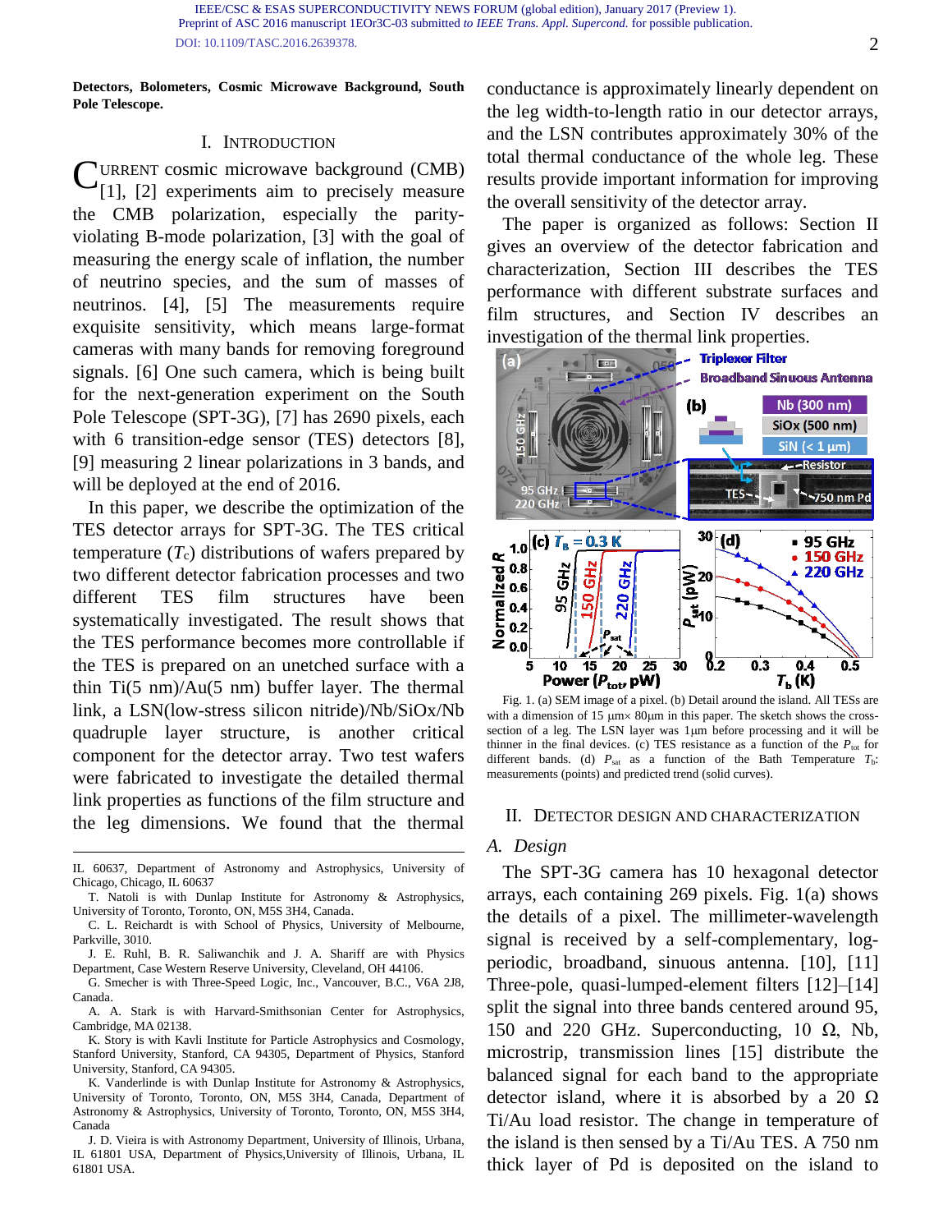**Detectors, Bolometers, Cosmic Microwave Background, South Pole Telescope.**

## I. Introduction

CURRENT cosmic microwave background (CMB) [1], [2] experiments aim to precisely measure the CMB polarization, especially the parity-violating B-mode polarization, [3] with the goal of measuring the energy scale of inflation, the number of neutrino species, and the sum of masses of neutrinos. [4], [5] The measurements require exquisite sensitivity, which means large-format cameras with many bands for removing foreground signals. [6] One such camera, which is being built for the next-generation experiment on the South Pole Telescope (SPT-3G), [7] has 2690 pixels, each with 6 transition-edge sensor (TES) detectors [8], [9] measuring 2 linear polarizations in 3 bands, and will be deployed at the end of 2016.

In this paper, we describe the optimization of the TES detector arrays for SPT-3G. The TES critical temperature ($T_c$) distributions of wafers prepared by two different detector fabrication processes and two different TES film structures have been systematically investigated. The result shows that the TES performance becomes more controllable if the TES is prepared on an unetched surface with a thin Ti(5 nm)/Au(5 nm) buffer layer. The thermal link, a LSN(low-stress silicon nitride)/Nb/SiOx/Nb quadruple layer structure, is another critical component for the detector array. Two test wafers were fabricated to investigate the detailed thermal link properties as functions of the film structure and the leg dimensions. We found that the thermal conductance is approximately linearly dependent on the leg width-to-length ratio in our detector arrays, and the LSN contributes approximately 30% of the total thermal conductance of the whole leg. These results provide important information for improving the overall sensitivity of the detector array.

The paper is organized as follows: Section II gives an overview of the detector fabrication and characterization, Section III describes the TES performance with different substrate surfaces and film structures, and Section IV describes an investigation of the thermal link properties.

IL 60637, Department of Astronomy and Astrophysics, University of Chicago, Chicago, IL 60637

T. Natoli is with Dunlap Institute for Astronomy & Astrophysics, University of Toronto, Toronto, ON, M5S 3H4, Canada.

C. L. Reichardt is with School of Physics, University of Melbourne, Parkville, 3010.

J. E. Ruhl, B. R. Saliwanchik and J. A. Shariff are with Physics Department, Case Western Reserve University, Cleveland, OH 44106.

G. Smecher is with Three-Speed Logic, Inc., Vancouver, B.C., V6A 2J8, Canada.

A. A. Stark is with Harvard-Smithsonian Center for Astrophysics, Cambridge, MA 02138.

K. Story is with Kavli Institute for Particle Astrophysics and Cosmology, Stanford University, Stanford, CA 94305, Department of Physics, Stanford University, Stanford, CA 94305.

K. Vanderlinde is with Dunlap Institute for Astronomy & Astrophysics, University of Toronto, Toronto, ON, M5S 3H4, Canada, Department of Astronomy & Astrophysics, University of Toronto, Toronto, ON, M5S 3H4, Canada

J. D. Vieira is with Astronomy Department, University of Illinois, Urbana, IL 61801 USA, Department of Physics,University of Illinois, Urbana, IL 61801 USA.

Fig. 1. (a) SEM image of a pixel. (b) Detail around the island. All TESs are with a dimension of 15 µm× 80µm in this paper. The sketch shows the cross-section of a leg. The LSN layer was 1µm before processing and it will be thinner in the final devices. (c) TES resistance as a function of the $P_{tot}$ for different bands. (d) $P_{sat}$ as a function of the Bath Temperature $T_b$: measurements (points) and predicted trend (solid curves).

## II. Detector Design and Characterization

### A. Design

The SPT-3G camera has 10 hexagonal detector arrays, each containing 269 pixels. Fig. 1(a) shows the details of a pixel. The millimeter-wavelength signal is received by a self-complementary, log-periodic, broadband, sinuous antenna. [10], [11] Three-pole, quasi-lumped-element filters [12]–[14] split the signal into three bands centered around 95, 150 and 220 GHz. Superconducting, 10 Ω, Nb, microstrip, transmission lines [15] distribute the balanced signal for each band to the appropriate detector island, where it is absorbed by a 20 Ω Ti/Au load resistor. The change in temperature of the island is then sensed by a Ti/Au TES. A 750 nm thick layer of Pd is deposited on the island to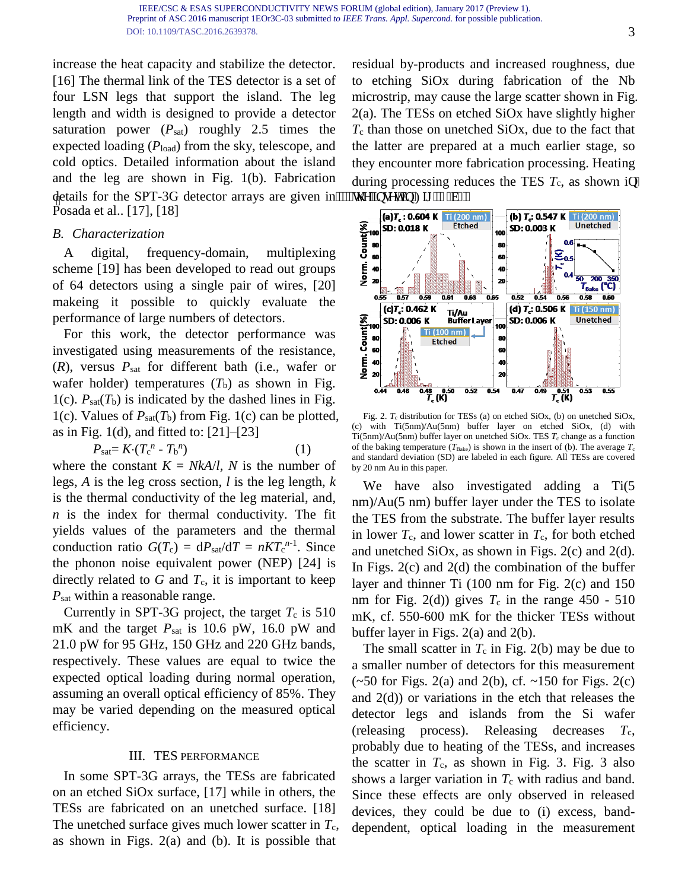increase the heat capacity and stabilize the detector. [16] The thermal link of the TES detector is a set of four LSN legs that support the island. The leg length and width is designed to provide a detector saturation power ($P_{sat}$) roughly 2.5 times the expected loading ($P_{load}$) from the sky, telescope, and cold optics. Detailed information about the island and the leg are shown in Fig. 1(b). Fabrication details for the SPT-3G detector arrays are given in Posada et al.. [17], [18]

### B. Characterization

A digital, frequency-domain, multiplexing scheme [19] has been developed to read out groups of 64 detectors using a single pair of wires, [20] makeing it possible to quickly evaluate the performance of large numbers of detectors.

For this work, the detector performance was investigated using measurements of the resistance, ($R$), versus $P_{sat}$ for different bath (i.e., wafer or wafer holder) temperatures ($T_b$) as shown in Fig. 1(c). $P_{sat}(T_b)$ is indicated by the dashed lines in Fig. 1(c). Values of $P_{sat}(T_b)$ from Fig. 1(c) can be plotted, as in Fig. 1(d), and fitted to: [21]–[23]

$$P_{sat} = K\cdot(T_c^n - T_b^n) \quad (1)$$

where the constant $K = NkA/l$, $N$ is the number of legs, $A$ is the leg cross section, $l$ is the leg length, $k$ is the thermal conductivity of the leg material, and, $n$ is the index for thermal conductivity. The fit yields values of the parameters and the thermal conduction ratio $G(T_c) = dP_{sat}/dT = nKT_c^{n-1}$. Since the phonon noise equivalent power (NEP) [24] is directly related to $G$ and $T_c$, it is important to keep $P_{sat}$ within a reasonable range.

Currently in SPT-3G project, the target $T_c$ is 510 mK and the target $P_{sat}$ is 10.6 pW, 16.0 pW and 21.0 pW for 95 GHz, 150 GHz and 220 GHz bands, respectively. These values are equal to twice the expected optical loading during normal operation, assuming an overall optical efficiency of 85%. They may be varied depending on the measured optical efficiency.

## III. TES Performance

In some SPT-3G arrays, the TESs are fabricated on an etched SiOx surface, [17] while in others, the TESs are fabricated on an unetched surface. [18] The unetched surface gives much lower scatter in $T_c$, as shown in Figs. 2(a) and (b). It is possible that residual by-products and increased roughness, due to etching SiOx during fabrication of the Nb microstrip, may cause the large scatter shown in Fig. 2(a). The TESs on etched SiOx have slightly higher $T_c$ than those on unetched SiOx, due to the fact that the latter are prepared at a much earlier stage, so they encounter more fabrication processing. Heating during processing reduces the TES $T_c$, as shown in the insert in Fig. 2(b).

Fig. 2. $T_c$ distribution for TESs (a) on etched SiOx, (b) on unetched SiOx, (c) with Ti(5nm)/Au(5nm) buffer layer on etched SiOx, (d) with Ti(5nm)/Au(5nm) buffer layer on unetched SiOx. TES $T_c$ change as a function of the baking temperature ($T_{Bake}$) is shown in the insert of (b). The average $T_c$ and standard deviation (SD) are labeled in each figure. All TESs are covered by 20 nm Au in this paper.

We have also investigated adding a Ti(5 nm)/Au(5 nm) buffer layer under the TES to isolate the TES from the substrate. The buffer layer results in lower $T_c$, and lower scatter in $T_c$, for both etched and unetched SiOx, as shown in Figs. 2(c) and 2(d). In Figs. 2(c) and 2(d) the combination of the buffer layer and thinner Ti (100 nm for Fig. 2(c) and 150 nm for Fig. 2(d)) gives $T_c$ in the range 450 - 510 mK, cf. 550-600 mK for the thicker TESs without buffer layer in Figs. 2(a) and 2(b).

The small scatter in $T_c$ in Fig. 2(b) may be due to a smaller number of detectors for this measurement (~50 for Figs. 2(a) and 2(b), cf. ~150 for Figs. 2(c) and 2(d)) or variations in the etch that releases the detector legs and islands from the Si wafer (releasing process). Releasing decreases $T_c$, probably due to heating of the TESs, and increases the scatter in $T_c$, as shown in Fig. 3. Fig. 3 also shows a larger variation in $T_c$ with radius and band. Since these effects are only observed in released devices, they could be due to (i) excess, band-dependent, optical loading in the measurement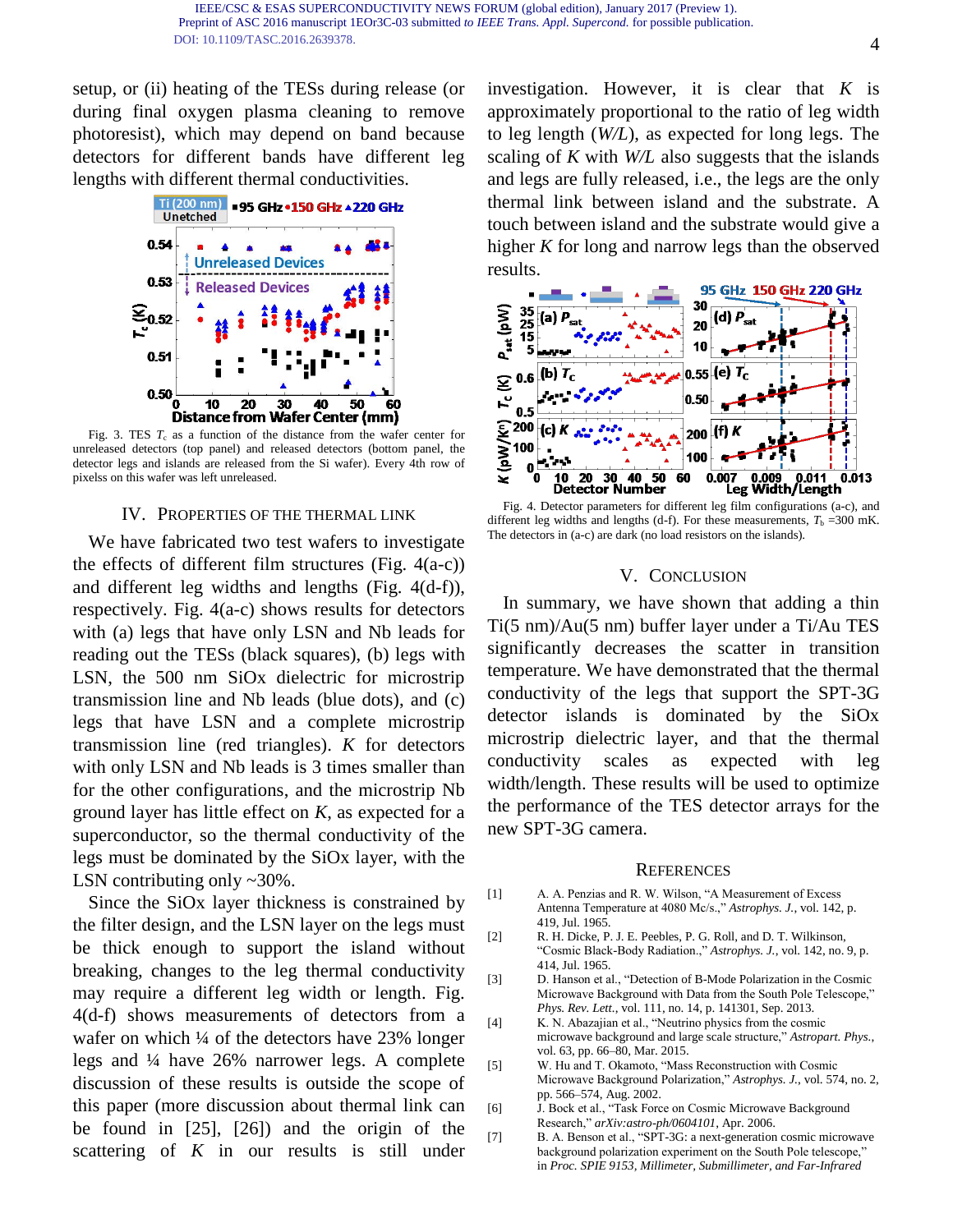setup, or (ii) heating of the TESs during release (or during final oxygen plasma cleaning to remove photoresist), which may depend on band because detectors for different bands have different leg lengths with different thermal conductivities.

Fig. 3. TES $T_c$ as a function of the distance from the wafer center for unreleased detectors (top panel) and released detectors (bottom panel, the detector legs and islands are released from the Si wafer). Every 4th row of pixelss on this wafer was left unreleased.

## IV. Properties of the Thermal Link

We have fabricated two test wafers to investigate the effects of different film structures (Fig. 4(a-c)) and different leg widths and lengths (Fig. 4(d-f)), respectively. Fig. 4(a-c) shows results for detectors with (a) legs that have only LSN and Nb leads for reading out the TESs (black squares), (b) legs with LSN, the 500 nm SiOx dielectric for microstrip transmission line and Nb leads (blue dots), and (c) legs that have LSN and a complete microstrip transmission line (red triangles). *K* for detectors with only LSN and Nb leads is 3 times smaller than for the other configurations, and the microstrip Nb ground layer has little effect on *K*, as expected for a superconductor, so the thermal conductivity of the legs must be dominated by the SiOx layer, with the LSN contributing only ~30%.

Since the SiOx layer thickness is constrained by the filter design, and the LSN layer on the legs must be thick enough to support the island without breaking, changes to the leg thermal conductivity may require a different leg width or length. Fig. 4(d-f) shows measurements of detectors from a wafer on which ¼ of the detectors have 23% longer legs and ¼ have 26% narrower legs. A complete discussion of these results is outside the scope of this paper (more discussion about thermal link can be found in [25], [26]) and the origin of the scattering of *K* in our results is still under investigation. However, it is clear that *K* is approximately proportional to the ratio of leg width to leg length (*W/L*), as expected for long legs. The scaling of *K* with *W/L* also suggests that the islands and legs are fully released, i.e., the legs are the only thermal link between island and the substrate. A touch between island and the substrate would give a higher *K* for long and narrow legs than the observed results.

Fig. 4. Detector parameters for different leg film configurations (a-c), and different leg widths and lengths (d-f). For these measurements, $T_b$ =300 mK. The detectors in (a-c) are dark (no load resistors on the islands).

## V. Conclusion

In summary, we have shown that adding a thin Ti(5 nm)/Au(5 nm) buffer layer under a Ti/Au TES significantly decreases the scatter in transition temperature. We have demonstrated that the thermal conductivity of the legs that support the SPT-3G detector islands is dominated by the SiOx microstrip dielectric layer, and that the thermal conductivity scales as expected with leg width/length. These results will be used to optimize the performance of the TES detector arrays for the new SPT-3G camera.

## References

[1] A. A. Penzias and R. W. Wilson, "A Measurement of Excess Antenna Temperature at 4080 Mc/s.," *Astrophys. J.*, vol. 142, p. 419, Jul. 1965.

[2] R. H. Dicke, P. J. E. Peebles, P. G. Roll, and D. T. Wilkinson, "Cosmic Black-Body Radiation.," *Astrophys. J.*, vol. 142, no. 9, p. 414, Jul. 1965.

[3] D. Hanson et al., "Detection of B-Mode Polarization in the Cosmic Microwave Background with Data from the South Pole Telescope," *Phys. Rev. Lett.*, vol. 111, no. 14, p. 141301, Sep. 2013.

[4] K. N. Abazajian et al., "Neutrino physics from the cosmic microwave background and large scale structure," *Astropart. Phys.*, vol. 63, pp. 66–80, Mar. 2015.

[5] W. Hu and T. Okamoto, "Mass Reconstruction with Cosmic Microwave Background Polarization," *Astrophys. J.*, vol. 574, no. 2, pp. 566–574, Aug. 2002.

[6] J. Bock et al., "Task Force on Cosmic Microwave Background Research," *arXiv:astro-ph/0604101*, Apr. 2006.

[7] B. A. Benson et al., "SPT-3G: a next-generation cosmic microwave background polarization experiment on the South Pole telescope," in *Proc. SPIE 9153, Millimeter, Submillimeter, and Far-Infrared*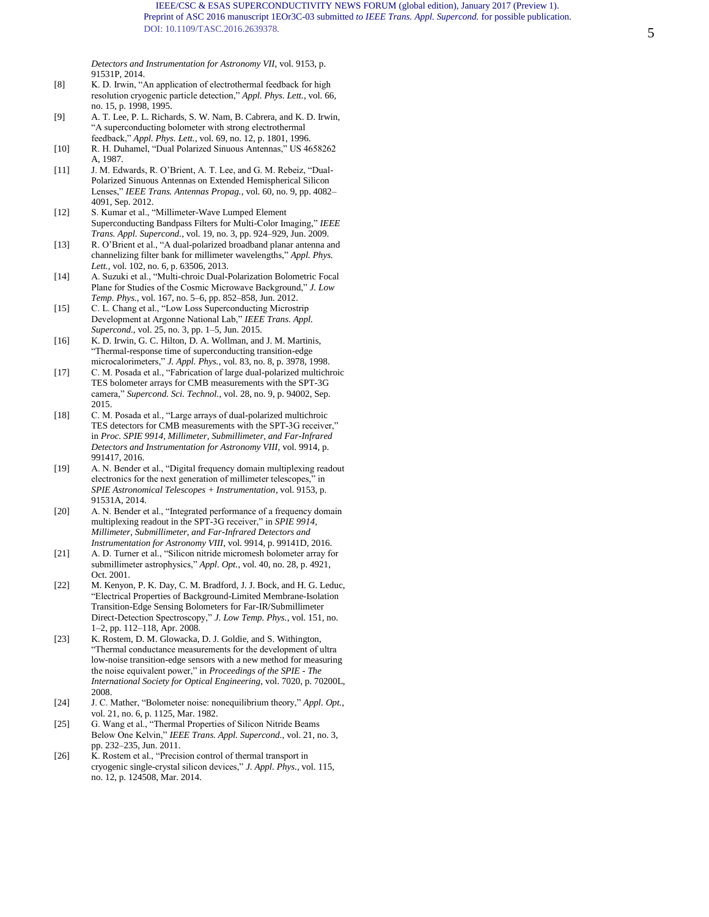*Detectors and Instrumentation for Astronomy VII*, vol. 9153, p. 91531P, 2014.

[8] K. D. Irwin, "An application of electrothermal feedback for high resolution cryogenic particle detection," *Appl. Phys. Lett.*, vol. 66, no. 15, p. 1998, 1995.

[9] A. T. Lee, P. L. Richards, S. W. Nam, B. Cabrera, and K. D. Irwin, "A superconducting bolometer with strong electrothermal feedback," *Appl. Phys. Lett.*, vol. 69, no. 12, p. 1801, 1996.

[10] R. H. Duhamel, "Dual Polarized Sinuous Antennas," US 4658262 A, 1987.

[11] J. M. Edwards, R. O'Brient, A. T. Lee, and G. M. Rebeiz, "Dual-Polarized Sinuous Antennas on Extended Hemispherical Silicon Lenses," *IEEE Trans. Antennas Propag.*, vol. 60, no. 9, pp. 4082–4091, Sep. 2012.

[12] S. Kumar et al., "Millimeter-Wave Lumped Element Superconducting Bandpass Filters for Multi-Color Imaging," *IEEE Trans. Appl. Supercond.*, vol. 19, no. 3, pp. 924–929, Jun. 2009.

[13] R. O'Brient et al., "A dual-polarized broadband planar antenna and channelizing filter bank for millimeter wavelengths," *Appl. Phys. Lett.*, vol. 102, no. 6, p. 63506, 2013.

[14] A. Suzuki et al., "Multi-chroic Dual-Polarization Bolometric Focal Plane for Studies of the Cosmic Microwave Background," *J. Low Temp. Phys.*, vol. 167, no. 5–6, pp. 852–858, Jun. 2012.

[15] C. L. Chang et al., "Low Loss Superconducting Microstrip Development at Argonne National Lab," *IEEE Trans. Appl. Supercond.*, vol. 25, no. 3, pp. 1–5, Jun. 2015.

[16] K. D. Irwin, G. C. Hilton, D. A. Wollman, and J. M. Martinis, "Thermal-response time of superconducting transition-edge microcalorimeters," *J. Appl. Phys.*, vol. 83, no. 8, p. 3978, 1998.

[17] C. M. Posada et al., "Fabrication of large dual-polarized multichroic TES bolometer arrays for CMB measurements with the SPT-3G camera," *Supercond. Sci. Technol.*, vol. 28, no. 9, p. 94002, Sep. 2015.

[18] C. M. Posada et al., "Large arrays of dual-polarized multichroic TES detectors for CMB measurements with the SPT-3G receiver," in *Proc. SPIE 9914, Millimeter, Submillimeter, and Far-Infrared Detectors and Instrumentation for Astronomy VIII*, vol. 9914, p. 991417, 2016.

[19] A. N. Bender et al., "Digital frequency domain multiplexing readout electronics for the next generation of millimeter telescopes," in *SPIE Astronomical Telescopes + Instrumentation*, vol. 9153, p. 91531A, 2014.

[20] A. N. Bender et al., "Integrated performance of a frequency domain multiplexing readout in the SPT-3G receiver," in *SPIE 9914, Millimeter, Submillimeter, and Far-Infrared Detectors and Instrumentation for Astronomy VIII*, vol. 9914, p. 99141D, 2016.

[21] A. D. Turner et al., "Silicon nitride micromesh bolometer array for submillimeter astrophysics," *Appl. Opt.*, vol. 40, no. 28, p. 4921, Oct. 2001.

[22] M. Kenyon, P. K. Day, C. M. Bradford, J. J. Bock, and H. G. Leduc, "Electrical Properties of Background-Limited Membrane-Isolation Transition-Edge Sensing Bolometers for Far-IR/Submillimeter Direct-Detection Spectroscopy," *J. Low Temp. Phys.*, vol. 151, no. 1–2, pp. 112–118, Apr. 2008.

[23] K. Rostem, D. M. Glowacka, D. J. Goldie, and S. Withington, "Thermal conductance measurements for the development of ultra low-noise transition-edge sensors with a new method for measuring the noise equivalent power," in *Proceedings of the SPIE - The International Society for Optical Engineering*, vol. 7020, p. 70200L, 2008.

[24] J. C. Mather, "Bolometer noise: nonequilibrium theory," *Appl. Opt.*, vol. 21, no. 6, p. 1125, Mar. 1982.

[25] G. Wang et al., "Thermal Properties of Silicon Nitride Beams Below One Kelvin," *IEEE Trans. Appl. Supercond.*, vol. 21, no. 3, pp. 232–235, Jun. 2011.

[26] K. Rostem et al., "Precision control of thermal transport in cryogenic single-crystal silicon devices," *J. Appl. Phys.*, vol. 115, no. 12, p. 124508, Mar. 2014.